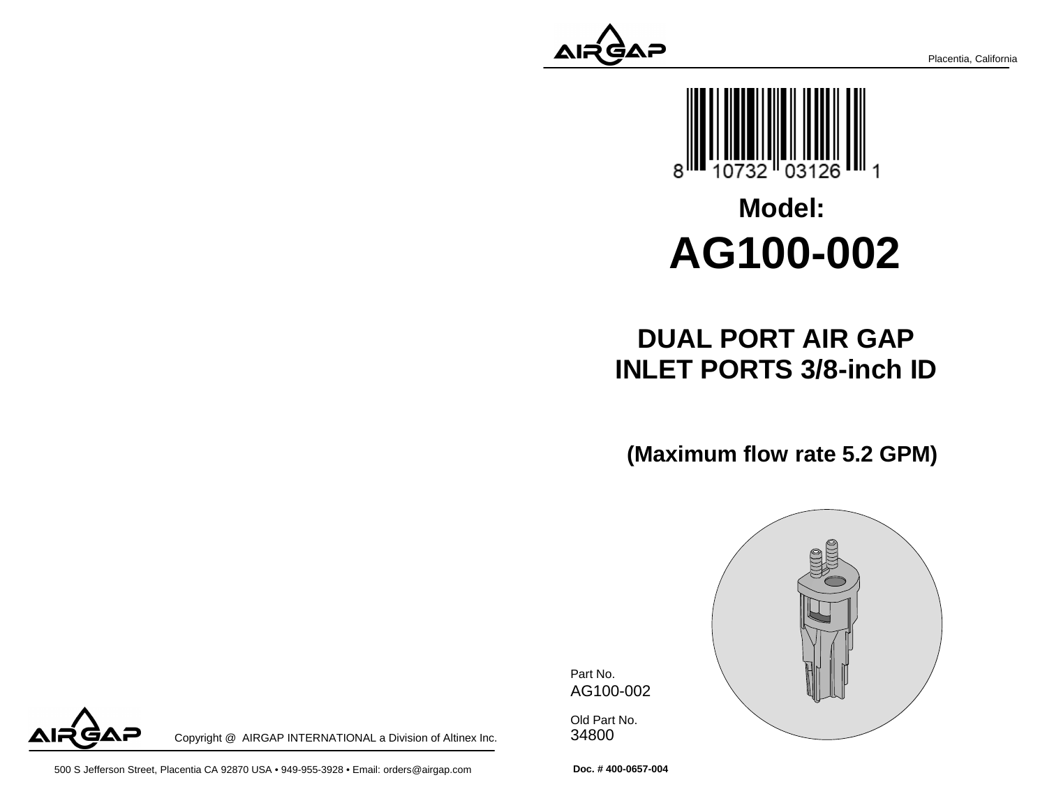Placentia, California

8 10732 03126 1

# Model:

# AG100-002

## DUAL PORT AIR GAP
## INLET PORTS 3/8-inch ID

**(Maximum flow rate 5.2 GPM)**

Part No.
AG100-002

Old Part No.
34800

Copyright @ AIRGAP INTERNATIONAL a Division of Altinex Inc.

500 S Jefferson Street, Placentia CA 92870 USA • 949-955-3928 • Email: orders@airgap.com

**Doc. # 400-0657-004**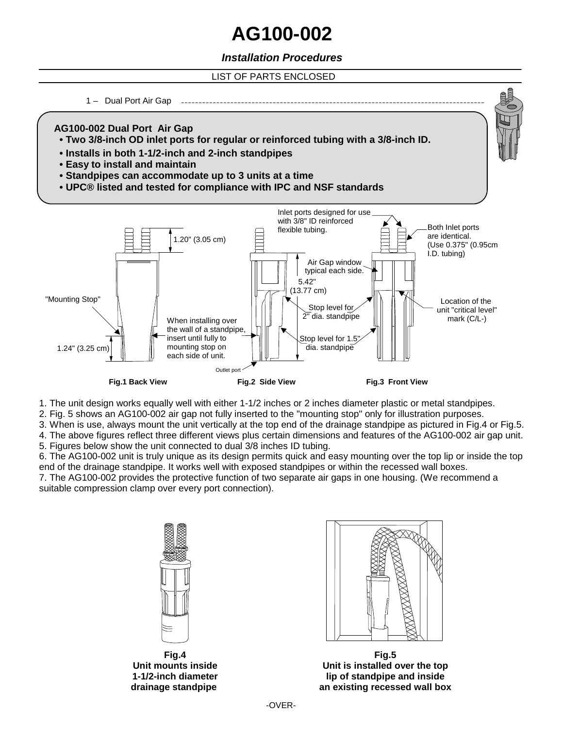# AG100-002

***Installation Procedures***

LIST OF PARTS ENCLOSED

1 – Dual Port Air Gap

**AG100-002 Dual Port Air Gap**

- **Two 3/8-inch OD inlet ports for regular or reinforced tubing with a 3/8-inch ID.**
- **Installs in both 1-1/2-inch and 2-inch standpipes**
- **Easy to install and maintain**
- **Standpipes can accommodate up to 3 units at a time**
- **UPC® listed and tested for compliance with IPC and NSF standards**

Inlet ports designed for use with 3/8" ID reinforced flexible tubing.

Both Inlet ports are identical. (Use 0.375" (0.95cm I.D. tubing)

1.20" (3.05 cm)

Air Gap window typical each side.

5.42" (13.77 cm)

"Mounting Stop"

Stop level for 2" dia. standpipe

Location of the unit "critical level" mark (C/L-)

When installing over the wall of a standpipe, insert until fully to mounting stop on each side of unit.

Stop level for 1.5" dia. standpipe

1.24" (3.25 cm)

Outlet port

**Fig.1 Back View** **Fig.2 Side View** **Fig.3 Front View**

1. The unit design works equally well with either 1-1/2 inches or 2 inches diameter plastic or metal standpipes.
2. Fig. 5 shows an AG100-002 air gap not fully inserted to the "mounting stop" only for illustration purposes.
3. When is use, always mount the unit vertically at the top end of the drainage standpipe as pictured in Fig.4 or Fig.5.
4. The above figures reflect three different views plus certain dimensions and features of the AG100-002 air gap unit.
5. Figures below show the unit connected to dual 3/8 inches ID tubing.
6. The AG100-002 unit is truly unique as its design permits quick and easy mounting over the top lip or inside the top end of the drainage standpipe. It works well with exposed standpipes or within the recessed wall boxes.
7. The AG100-002 provides the protective function of two separate air gaps in one housing. (We recommend a suitable compression clamp over every port connection).

**Fig.4**
**Unit mounts inside 1-1/2-inch diameter drainage standpipe**

**Fig.5**
**Unit is installed over the top lip of standpipe and inside an existing recessed wall box**

-OVER-